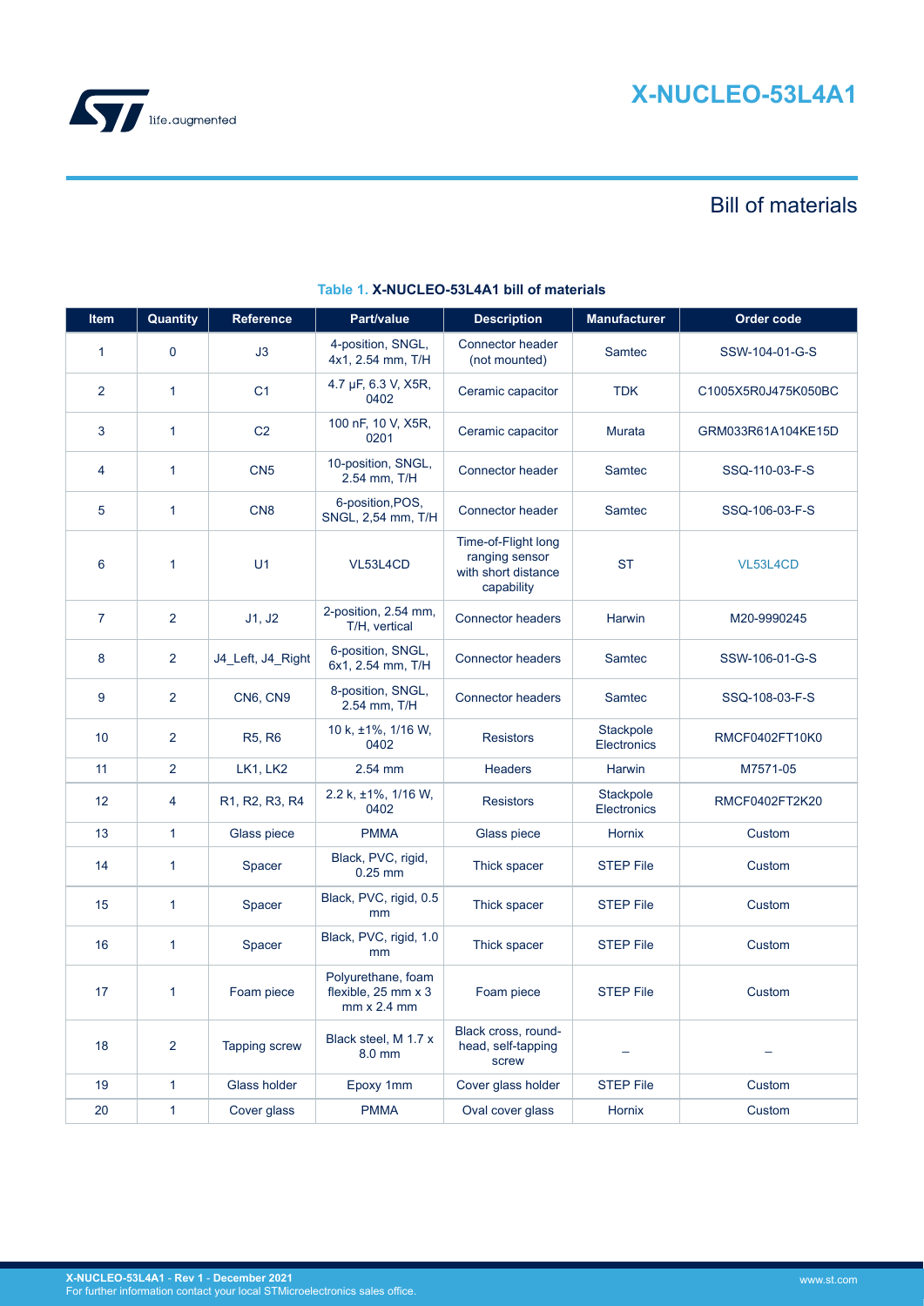# X-NUCLEO-53L4A1

## Bill of materials

**Table 1. X-NUCLEO-53L4A1 bill of materials**

| Item | Quantity | Reference | Part/value | Description | Manufacturer | Order code |
|---|---|---|---|---|---|---|
| 1 | 0 | J3 | 4-position, SNGL, 4x1, 2.54 mm, T/H | Connector header (not mounted) | Samtec | SSW-104-01-G-S |
| 2 | 1 | C1 | 4.7 µF, 6.3 V, X5R, 0402 | Ceramic capacitor | TDK | C1005X5R0J475K050BC |
| 3 | 1 | C2 | 100 nF, 10 V, X5R, 0201 | Ceramic capacitor | Murata | GRM033R61A104KE15D |
| 4 | 1 | CN5 | 10-position, SNGL, 2.54 mm, T/H | Connector header | Samtec | SSQ-110-03-F-S |
| 5 | 1 | CN8 | 6-position,POS, SNGL, 2,54 mm, T/H | Connector header | Samtec | SSQ-106-03-F-S |
| 6 | 1 | U1 | VL53L4CD | Time-of-Flight long ranging sensor with short distance capability | ST | VL53L4CD |
| 7 | 2 | J1, J2 | 2-position, 2.54 mm, T/H, vertical | Connector headers | Harwin | M20-9990245 |
| 8 | 2 | J4_Left, J4_Right | 6-position, SNGL, 6x1, 2.54 mm, T/H | Connector headers | Samtec | SSW-106-01-G-S |
| 9 | 2 | CN6, CN9 | 8-position, SNGL, 2.54 mm, T/H | Connector headers | Samtec | SSQ-108-03-F-S |
| 10 | 2 | R5, R6 | 10 k, ±1%, 1/16 W, 0402 | Resistors | Stackpole Electronics | RMCF0402FT10K0 |
| 11 | 2 | LK1, LK2 | 2.54 mm | Headers | Harwin | M7571-05 |
| 12 | 4 | R1, R2, R3, R4 | 2.2 k, ±1%, 1/16 W, 0402 | Resistors | Stackpole Electronics | RMCF0402FT2K20 |
| 13 | 1 | Glass piece | PMMA | Glass piece | Hornix | Custom |
| 14 | 1 | Spacer | Black, PVC, rigid, 0.25 mm | Thick spacer | STEP File | Custom |
| 15 | 1 | Spacer | Black, PVC, rigid, 0.5 mm | Thick spacer | STEP File | Custom |
| 16 | 1 | Spacer | Black, PVC, rigid, 1.0 mm | Thick spacer | STEP File | Custom |
| 17 | 1 | Foam piece | Polyurethane, foam flexible, 25 mm x 3 mm x 2.4 mm | Foam piece | STEP File | Custom |
| 18 | 2 | Tapping screw | Black steel, M 1.7 x 8.0 mm | Black cross, round-head, self-tapping screw | – | – |
| 19 | 1 | Glass holder | Epoxy 1mm | Cover glass holder | STEP File | Custom |
| 20 | 1 | Cover glass | PMMA | Oval cover glass | Hornix | Custom |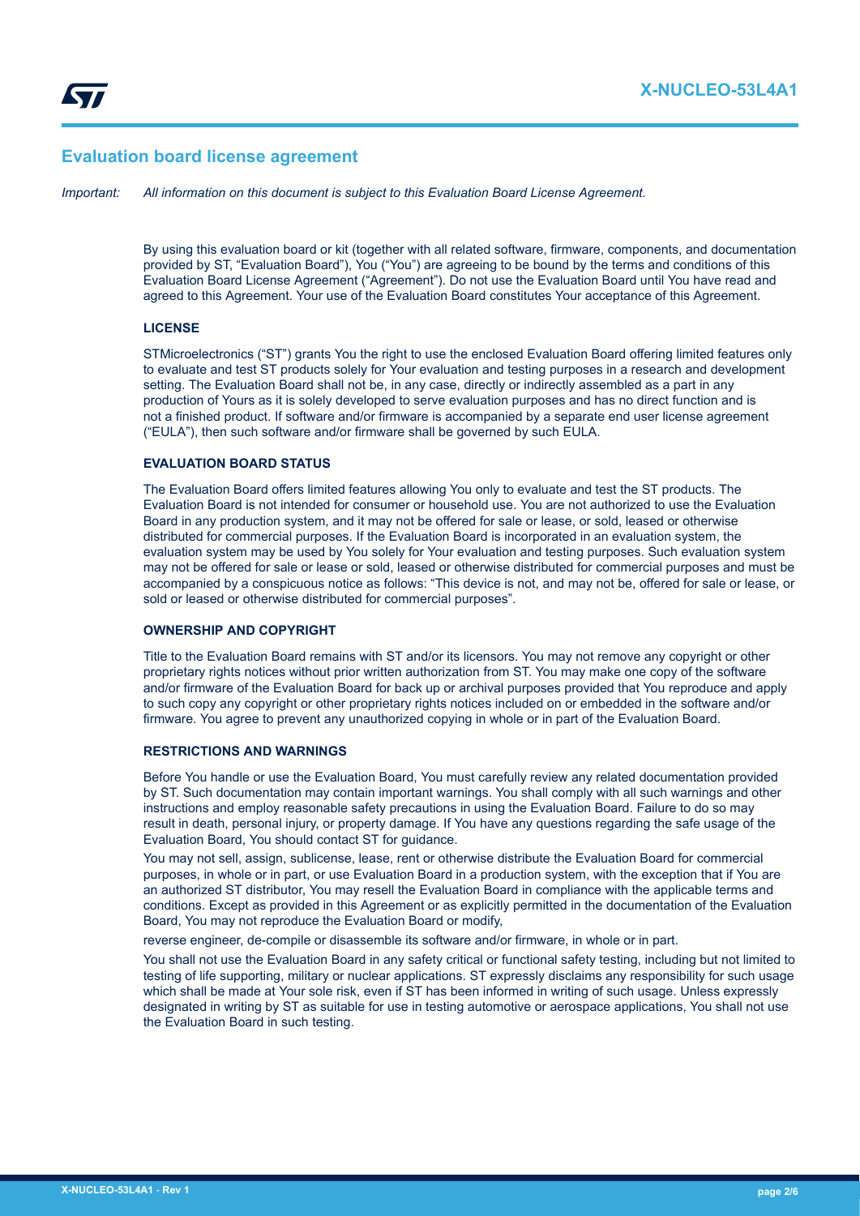## Evaluation board license agreement

*Important: All information on this document is subject to this Evaluation Board License Agreement.*

By using this evaluation board or kit (together with all related software, firmware, components, and documentation provided by ST, "Evaluation Board"), You ("You") are agreeing to be bound by the terms and conditions of this Evaluation Board License Agreement ("Agreement"). Do not use the Evaluation Board until You have read and agreed to this Agreement. Your use of the Evaluation Board constitutes Your acceptance of this Agreement.

### LICENSE

STMicroelectronics ("ST") grants You the right to use the enclosed Evaluation Board offering limited features only to evaluate and test ST products solely for Your evaluation and testing purposes in a research and development setting. The Evaluation Board shall not be, in any case, directly or indirectly assembled as a part in any production of Yours as it is solely developed to serve evaluation purposes and has no direct function and is not a finished product. If software and/or firmware is accompanied by a separate end user license agreement ("EULA"), then such software and/or firmware shall be governed by such EULA.

### EVALUATION BOARD STATUS

The Evaluation Board offers limited features allowing You only to evaluate and test the ST products. The Evaluation Board is not intended for consumer or household use. You are not authorized to use the Evaluation Board in any production system, and it may not be offered for sale or lease, or sold, leased or otherwise distributed for commercial purposes. If the Evaluation Board is incorporated in an evaluation system, the evaluation system may be used by You solely for Your evaluation and testing purposes. Such evaluation system may not be offered for sale or lease or sold, leased or otherwise distributed for commercial purposes and must be accompanied by a conspicuous notice as follows: "This device is not, and may not be, offered for sale or lease, or sold or leased or otherwise distributed for commercial purposes".

### OWNERSHIP AND COPYRIGHT

Title to the Evaluation Board remains with ST and/or its licensors. You may not remove any copyright or other proprietary rights notices without prior written authorization from ST. You may make one copy of the software and/or firmware of the Evaluation Board for back up or archival purposes provided that You reproduce and apply to such copy any copyright or other proprietary rights notices included on or embedded in the software and/or firmware. You agree to prevent any unauthorized copying in whole or in part of the Evaluation Board.

### RESTRICTIONS AND WARNINGS

Before You handle or use the Evaluation Board, You must carefully review any related documentation provided by ST. Such documentation may contain important warnings. You shall comply with all such warnings and other instructions and employ reasonable safety precautions in using the Evaluation Board. Failure to do so may result in death, personal injury, or property damage. If You have any questions regarding the safe usage of the Evaluation Board, You should contact ST for guidance.

You may not sell, assign, sublicense, lease, rent or otherwise distribute the Evaluation Board for commercial purposes, in whole or in part, or use Evaluation Board in a production system, with the exception that if You are an authorized ST distributor, You may resell the Evaluation Board in compliance with the applicable terms and conditions. Except as provided in this Agreement or as explicitly permitted in the documentation of the Evaluation Board, You may not reproduce the Evaluation Board or modify,

reverse engineer, de-compile or disassemble its software and/or firmware, in whole or in part.

You shall not use the Evaluation Board in any safety critical or functional safety testing, including but not limited to testing of life supporting, military or nuclear applications. ST expressly disclaims any responsibility for such usage which shall be made at Your sole risk, even if ST has been informed in writing of such usage. Unless expressly designated in writing by ST as suitable for use in testing automotive or aerospace applications, You shall not use the Evaluation Board in such testing.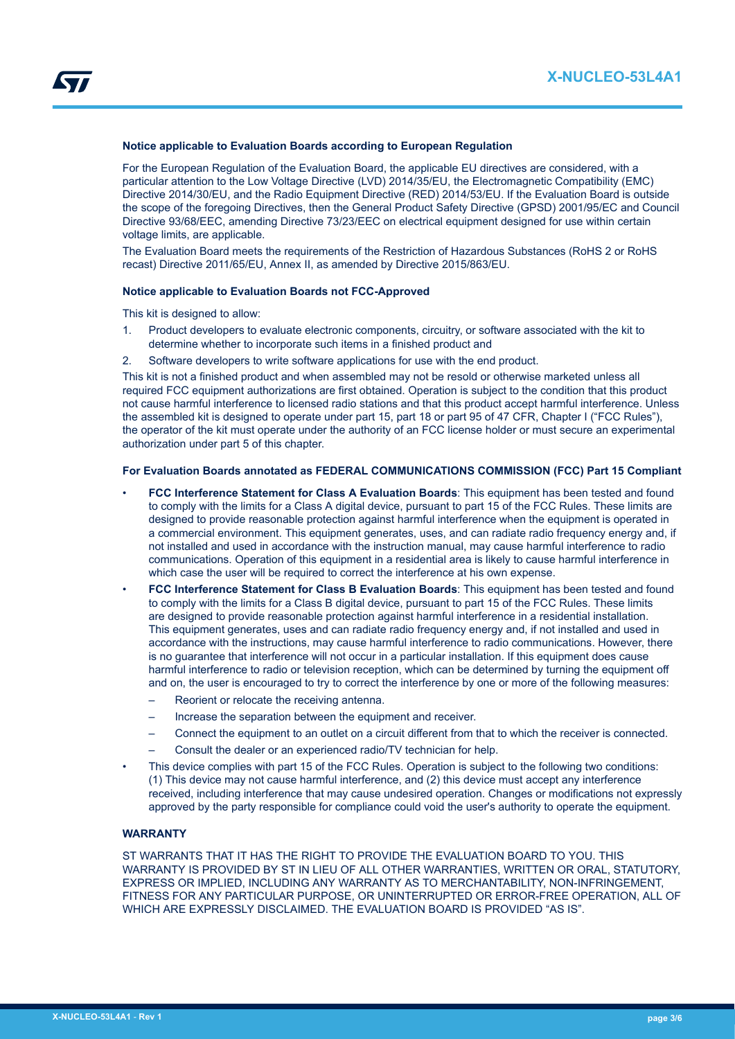### Notice applicable to Evaluation Boards according to European Regulation

For the European Regulation of the Evaluation Board, the applicable EU directives are considered, with a particular attention to the Low Voltage Directive (LVD) 2014/35/EU, the Electromagnetic Compatibility (EMC) Directive 2014/30/EU, and the Radio Equipment Directive (RED) 2014/53/EU. If the Evaluation Board is outside the scope of the foregoing Directives, then the General Product Safety Directive (GPSD) 2001/95/EC and Council Directive 93/68/EEC, amending Directive 73/23/EEC on electrical equipment designed for use within certain voltage limits, are applicable.

The Evaluation Board meets the requirements of the Restriction of Hazardous Substances (RoHS 2 or RoHS recast) Directive 2011/65/EU, Annex II, as amended by Directive 2015/863/EU.

### Notice applicable to Evaluation Boards not FCC-Approved

This kit is designed to allow:

1. Product developers to evaluate electronic components, circuitry, or software associated with the kit to determine whether to incorporate such items in a finished product and
2. Software developers to write software applications for use with the end product.

This kit is not a finished product and when assembled may not be resold or otherwise marketed unless all required FCC equipment authorizations are first obtained. Operation is subject to the condition that this product not cause harmful interference to licensed radio stations and that this product accept harmful interference. Unless the assembled kit is designed to operate under part 15, part 18 or part 95 of 47 CFR, Chapter I ("FCC Rules"), the operator of the kit must operate under the authority of an FCC license holder or must secure an experimental authorization under part 5 of this chapter.

### For Evaluation Boards annotated as FEDERAL COMMUNICATIONS COMMISSION (FCC) Part 15 Compliant

- **FCC Interference Statement for Class A Evaluation Boards**: This equipment has been tested and found to comply with the limits for a Class A digital device, pursuant to part 15 of the FCC Rules. These limits are designed to provide reasonable protection against harmful interference when the equipment is operated in a commercial environment. This equipment generates, uses, and can radiate radio frequency energy and, if not installed and used in accordance with the instruction manual, may cause harmful interference to radio communications. Operation of this equipment in a residential area is likely to cause harmful interference in which case the user will be required to correct the interference at his own expense.
- **FCC Interference Statement for Class B Evaluation Boards**: This equipment has been tested and found to comply with the limits for a Class B digital device, pursuant to part 15 of the FCC Rules. These limits are designed to provide reasonable protection against harmful interference in a residential installation. This equipment generates, uses and can radiate radio frequency energy and, if not installed and used in accordance with the instructions, may cause harmful interference to radio communications. However, there is no guarantee that interference will not occur in a particular installation. If this equipment does cause harmful interference to radio or television reception, which can be determined by turning the equipment off and on, the user is encouraged to try to correct the interference by one or more of the following measures:
  - Reorient or relocate the receiving antenna.
  - Increase the separation between the equipment and receiver.
  - Connect the equipment to an outlet on a circuit different from that to which the receiver is connected.
  - Consult the dealer or an experienced radio/TV technician for help.
- This device complies with part 15 of the FCC Rules. Operation is subject to the following two conditions: (1) This device may not cause harmful interference, and (2) this device must accept any interference received, including interference that may cause undesired operation. Changes or modifications not expressly approved by the party responsible for compliance could void the user's authority to operate the equipment.

### WARRANTY

ST WARRANTS THAT IT HAS THE RIGHT TO PROVIDE THE EVALUATION BOARD TO YOU. THIS WARRANTY IS PROVIDED BY ST IN LIEU OF ALL OTHER WARRANTIES, WRITTEN OR ORAL, STATUTORY, EXPRESS OR IMPLIED, INCLUDING ANY WARRANTY AS TO MERCHANTABILITY, NON-INFRINGEMENT, FITNESS FOR ANY PARTICULAR PURPOSE, OR UNINTERRUPTED OR ERROR-FREE OPERATION, ALL OF WHICH ARE EXPRESSLY DISCLAIMED. THE EVALUATION BOARD IS PROVIDED "AS IS".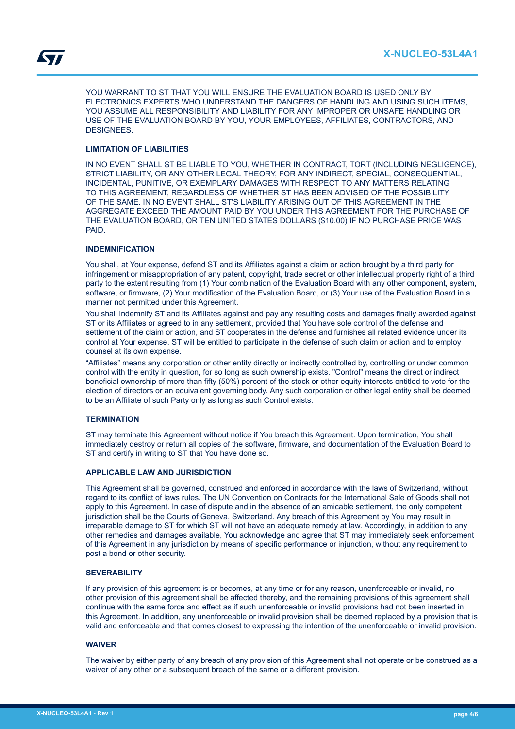YOU WARRANT TO ST THAT YOU WILL ENSURE THE EVALUATION BOARD IS USED ONLY BY ELECTRONICS EXPERTS WHO UNDERSTAND THE DANGERS OF HANDLING AND USING SUCH ITEMS, YOU ASSUME ALL RESPONSIBILITY AND LIABILITY FOR ANY IMPROPER OR UNSAFE HANDLING OR USE OF THE EVALUATION BOARD BY YOU, YOUR EMPLOYEES, AFFILIATES, CONTRACTORS, AND DESIGNEES.

**LIMITATION OF LIABILITIES**

IN NO EVENT SHALL ST BE LIABLE TO YOU, WHETHER IN CONTRACT, TORT (INCLUDING NEGLIGENCE), STRICT LIABILITY, OR ANY OTHER LEGAL THEORY, FOR ANY INDIRECT, SPECIAL, CONSEQUENTIAL, INCIDENTAL, PUNITIVE, OR EXEMPLARY DAMAGES WITH RESPECT TO ANY MATTERS RELATING TO THIS AGREEMENT, REGARDLESS OF WHETHER ST HAS BEEN ADVISED OF THE POSSIBILITY OF THE SAME. IN NO EVENT SHALL ST'S LIABILITY ARISING OUT OF THIS AGREEMENT IN THE AGGREGATE EXCEED THE AMOUNT PAID BY YOU UNDER THIS AGREEMENT FOR THE PURCHASE OF THE EVALUATION BOARD, OR TEN UNITED STATES DOLLARS ($10.00) IF NO PURCHASE PRICE WAS PAID.

**INDEMNIFICATION**

You shall, at Your expense, defend ST and its Affiliates against a claim or action brought by a third party for infringement or misappropriation of any patent, copyright, trade secret or other intellectual property right of a third party to the extent resulting from (1) Your combination of the Evaluation Board with any other component, system, software, or firmware, (2) Your modification of the Evaluation Board, or (3) Your use of the Evaluation Board in a manner not permitted under this Agreement.

You shall indemnify ST and its Affiliates against and pay any resulting costs and damages finally awarded against ST or its Affiliates or agreed to in any settlement, provided that You have sole control of the defense and settlement of the claim or action, and ST cooperates in the defense and furnishes all related evidence under its control at Your expense. ST will be entitled to participate in the defense of such claim or action and to employ counsel at its own expense.

"Affiliates" means any corporation or other entity directly or indirectly controlled by, controlling or under common control with the entity in question, for so long as such ownership exists. "Control" means the direct or indirect beneficial ownership of more than fifty (50%) percent of the stock or other equity interests entitled to vote for the election of directors or an equivalent governing body. Any such corporation or other legal entity shall be deemed to be an Affiliate of such Party only as long as such Control exists.

**TERMINATION**

ST may terminate this Agreement without notice if You breach this Agreement. Upon termination, You shall immediately destroy or return all copies of the software, firmware, and documentation of the Evaluation Board to ST and certify in writing to ST that You have done so.

**APPLICABLE LAW AND JURISDICTION**

This Agreement shall be governed, construed and enforced in accordance with the laws of Switzerland, without regard to its conflict of laws rules. The UN Convention on Contracts for the International Sale of Goods shall not apply to this Agreement. In case of dispute and in the absence of an amicable settlement, the only competent jurisdiction shall be the Courts of Geneva, Switzerland. Any breach of this Agreement by You may result in irreparable damage to ST for which ST will not have an adequate remedy at law. Accordingly, in addition to any other remedies and damages available, You acknowledge and agree that ST may immediately seek enforcement of this Agreement in any jurisdiction by means of specific performance or injunction, without any requirement to post a bond or other security.

**SEVERABILITY**

If any provision of this agreement is or becomes, at any time or for any reason, unenforceable or invalid, no other provision of this agreement shall be affected thereby, and the remaining provisions of this agreement shall continue with the same force and effect as if such unenforceable or invalid provisions had not been inserted in this Agreement. In addition, any unenforceable or invalid provision shall be deemed replaced by a provision that is valid and enforceable and that comes closest to expressing the intention of the unenforceable or invalid provision.

**WAIVER**

The waiver by either party of any breach of any provision of this Agreement shall not operate or be construed as a waiver of any other or a subsequent breach of the same or a different provision.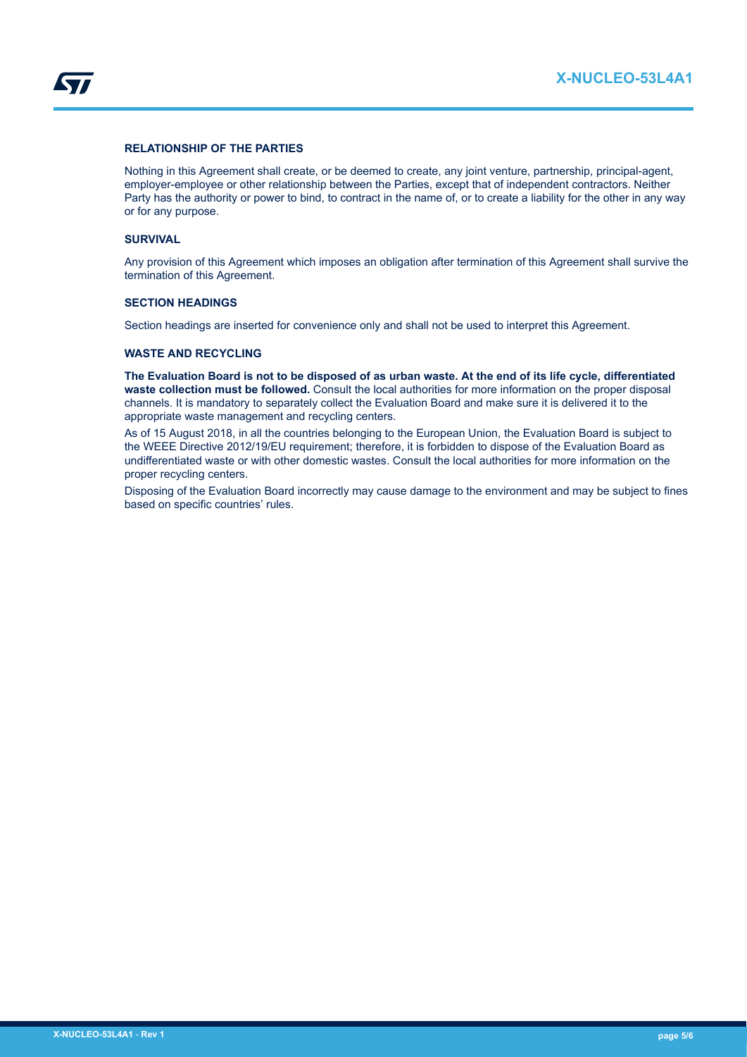### RELATIONSHIP OF THE PARTIES

Nothing in this Agreement shall create, or be deemed to create, any joint venture, partnership, principal-agent, employer-employee or other relationship between the Parties, except that of independent contractors. Neither Party has the authority or power to bind, to contract in the name of, or to create a liability for the other in any way or for any purpose.

### SURVIVAL

Any provision of this Agreement which imposes an obligation after termination of this Agreement shall survive the termination of this Agreement.

### SECTION HEADINGS

Section headings are inserted for convenience only and shall not be used to interpret this Agreement.

### WASTE AND RECYCLING

**The Evaluation Board is not to be disposed of as urban waste. At the end of its life cycle, differentiated waste collection must be followed.** Consult the local authorities for more information on the proper disposal channels. It is mandatory to separately collect the Evaluation Board and make sure it is delivered it to the appropriate waste management and recycling centers.

As of 15 August 2018, in all the countries belonging to the European Union, the Evaluation Board is subject to the WEEE Directive 2012/19/EU requirement; therefore, it is forbidden to dispose of the Evaluation Board as undifferentiated waste or with other domestic wastes. Consult the local authorities for more information on the proper recycling centers.

Disposing of the Evaluation Board incorrectly may cause damage to the environment and may be subject to fines based on specific countries' rules.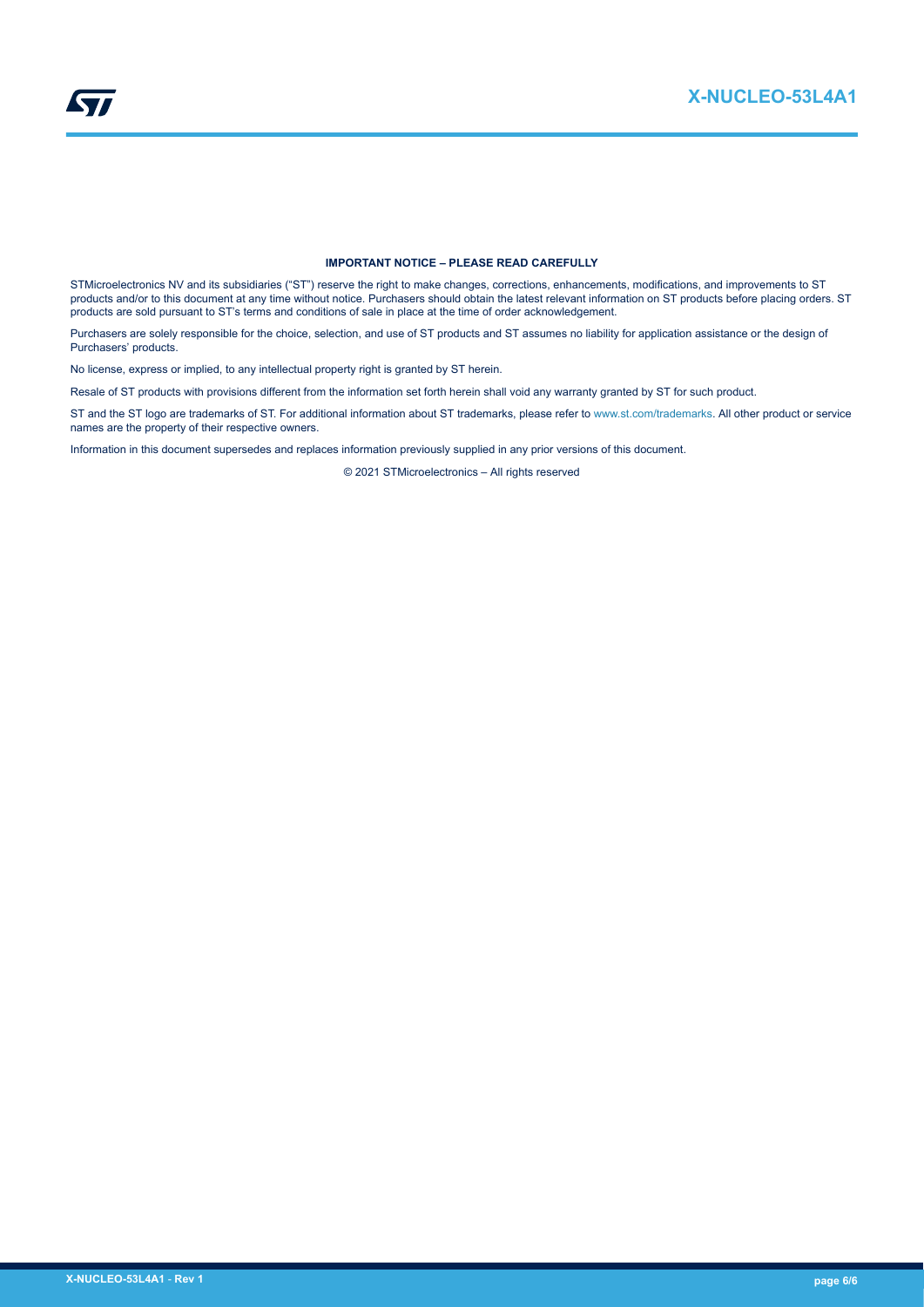**IMPORTANT NOTICE – PLEASE READ CAREFULLY**

STMicroelectronics NV and its subsidiaries ("ST") reserve the right to make changes, corrections, enhancements, modifications, and improvements to ST products and/or to this document at any time without notice. Purchasers should obtain the latest relevant information on ST products before placing orders. ST products are sold pursuant to ST's terms and conditions of sale in place at the time of order acknowledgement.

Purchasers are solely responsible for the choice, selection, and use of ST products and ST assumes no liability for application assistance or the design of Purchasers' products.

No license, express or implied, to any intellectual property right is granted by ST herein.

Resale of ST products with provisions different from the information set forth herein shall void any warranty granted by ST for such product.

ST and the ST logo are trademarks of ST. For additional information about ST trademarks, please refer to www.st.com/trademarks. All other product or service names are the property of their respective owners.

Information in this document supersedes and replaces information previously supplied in any prior versions of this document.

© 2021 STMicroelectronics – All rights reserved